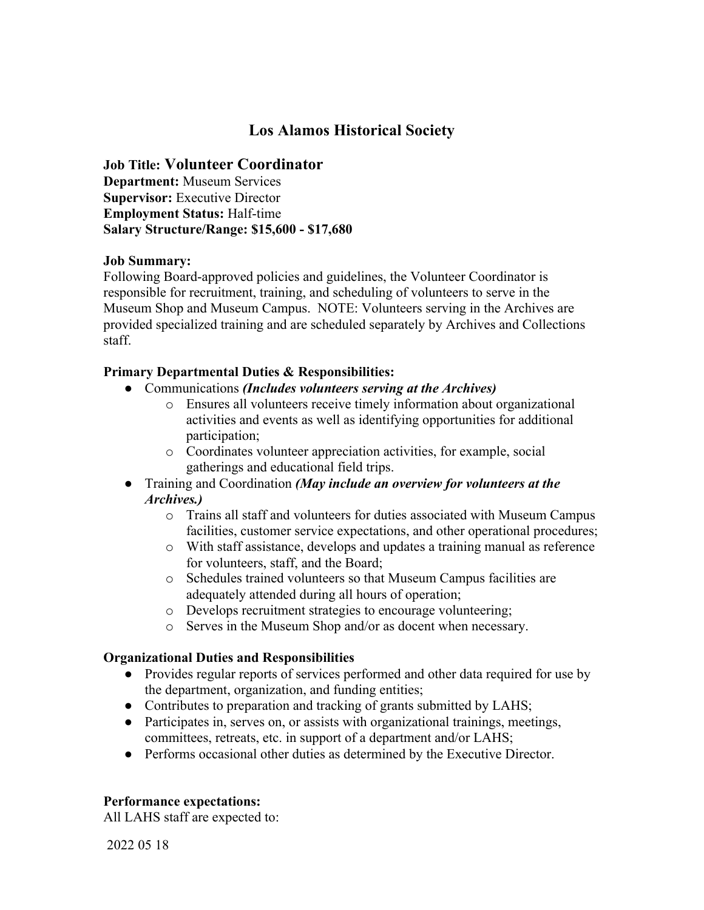# Los Alamos Historical Society

**Job Title: Volunteer Coordinator**
**Department:** Museum Services
**Supervisor:** Executive Director
**Employment Status:** Half-time
**Salary Structure/Range: $15,600 - $17,680**

**Job Summary:**
Following Board-approved policies and guidelines, the Volunteer Coordinator is responsible for recruitment, training, and scheduling of volunteers to serve in the Museum Shop and Museum Campus. NOTE: Volunteers serving in the Archives are provided specialized training and are scheduled separately by Archives and Collections staff.

**Primary Departmental Duties & Responsibilities:**

- Communications ***(Includes volunteers serving at the Archives)***
  - Ensures all volunteers receive timely information about organizational activities and events as well as identifying opportunities for additional participation;
  - Coordinates volunteer appreciation activities, for example, social gatherings and educational field trips.
- Training and Coordination ***(May include an overview for volunteers at the Archives.)***
  - Trains all staff and volunteers for duties associated with Museum Campus facilities, customer service expectations, and other operational procedures;
  - With staff assistance, develops and updates a training manual as reference for volunteers, staff, and the Board;
  - Schedules trained volunteers so that Museum Campus facilities are adequately attended during all hours of operation;
  - Develops recruitment strategies to encourage volunteering;
  - Serves in the Museum Shop and/or as docent when necessary.

**Organizational Duties and Responsibilities**

- Provides regular reports of services performed and other data required for use by the department, organization, and funding entities;
- Contributes to preparation and tracking of grants submitted by LAHS;
- Participates in, serves on, or assists with organizational trainings, meetings, committees, retreats, etc. in support of a department and/or LAHS;
- Performs occasional other duties as determined by the Executive Director.

**Performance expectations:**
All LAHS staff are expected to: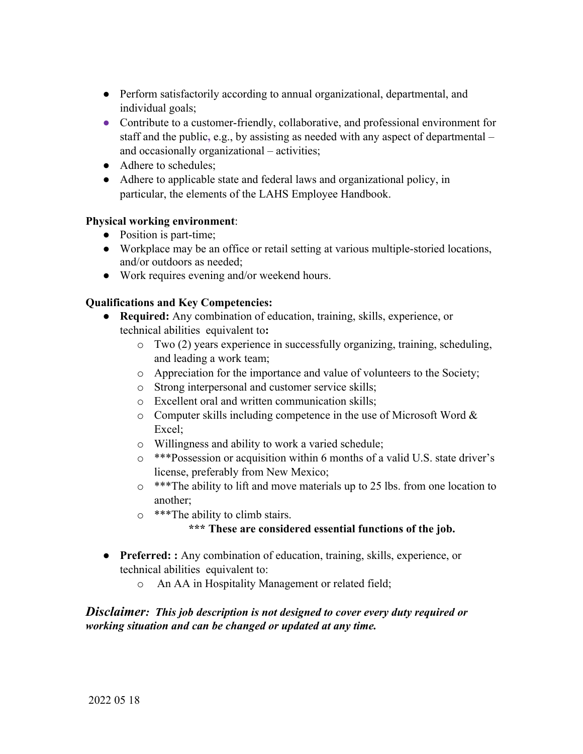- Perform satisfactorily according to annual organizational, departmental, and individual goals;
- Contribute to a customer-friendly, collaborative, and professional environment for staff and the public, e.g., by assisting as needed with any aspect of departmental – and occasionally organizational – activities;
- Adhere to schedules;
- Adhere to applicable state and federal laws and organizational policy, in particular, the elements of the LAHS Employee Handbook.

**Physical working environment**:

- Position is part-time;
- Workplace may be an office or retail setting at various multiple-storied locations, and/or outdoors as needed;
- Work requires evening and/or weekend hours.

**Qualifications and Key Competencies:**

- **Required:** Any combination of education, training, skills, experience, or technical abilities equivalent to**:**
    - Two (2) years experience in successfully organizing, training, scheduling, and leading a work team;
    - Appreciation for the importance and value of volunteers to the Society;
    - Strong interpersonal and customer service skills;
    - Excellent oral and written communication skills;
    - Computer skills including competence in the use of Microsoft Word & Excel;
    - Willingness and ability to work a varied schedule;
    - ***Possession or acquisition within 6 months of a valid U.S. state driver's license, preferably from New Mexico;
    - ***The ability to lift and move materials up to 25 lbs. from one location to another;
    - ***The ability to climb stairs.

    **\*\*\* These are considered essential functions of the job.**

- **Preferred: :** Any combination of education, training, skills, experience, or technical abilities equivalent to:
    - An AA in Hospitality Management or related field;

***Disclaimer:*** ***This job description is not designed to cover every duty required or working situation and can be changed or updated at any time.***

2022 05 18